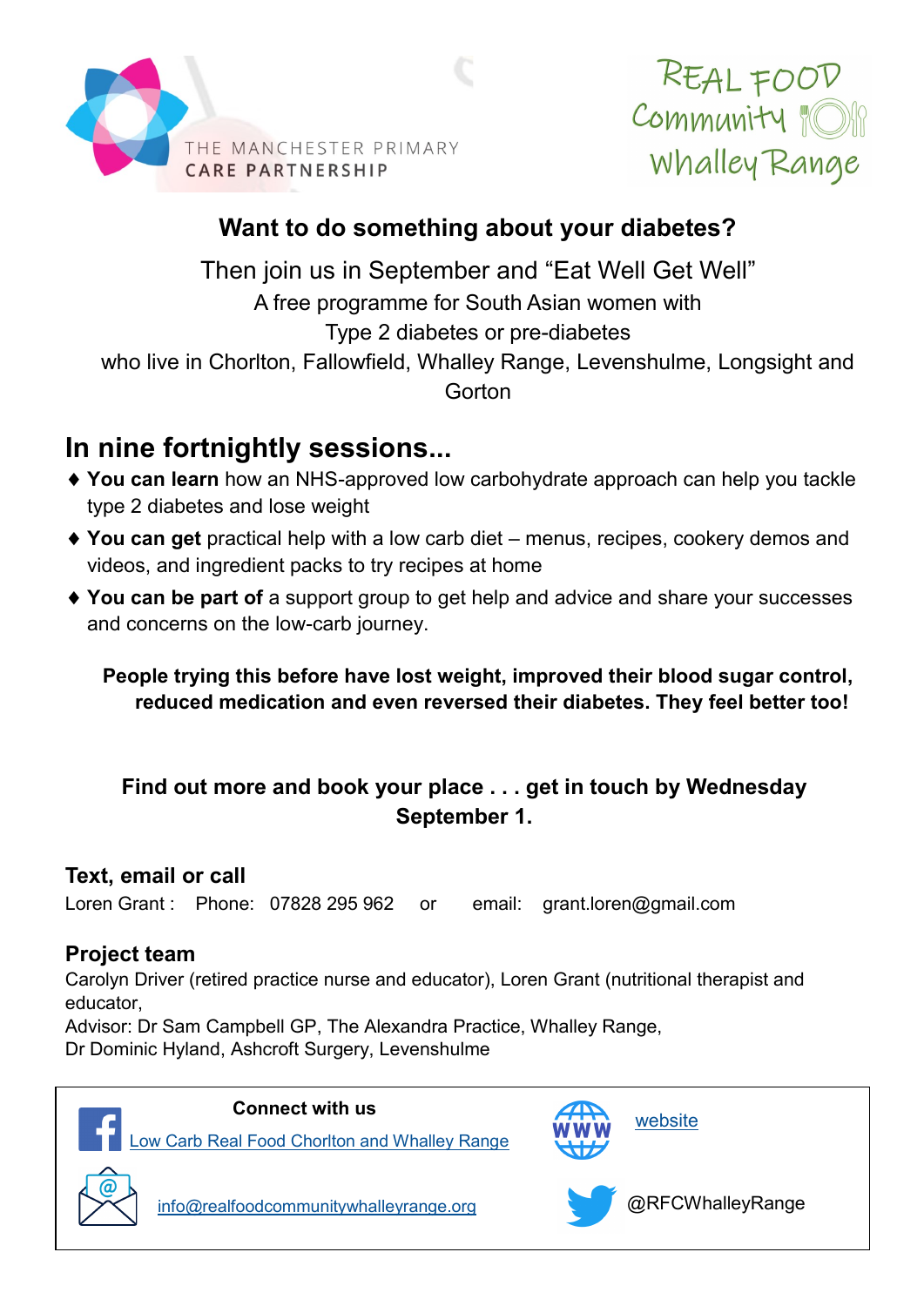THE MANCHESTER PRIMARY CARE PARTNERSHIP

REAL FOOD Community Whalley Range

## Want to do something about your diabetes?

Then join us in September and "Eat Well Get Well"

A free programme for South Asian women with

Type 2 diabetes or pre-diabetes

who live in Chorlton, Fallowfield, Whalley Range, Levenshulme, Longsight and Gorton

## In nine fortnightly sessions...

- **You can learn** how an NHS-approved low carbohydrate approach can help you tackle type 2 diabetes and lose weight
- **You can get** practical help with a low carb diet – menus, recipes, cookery demos and videos, and ingredient packs to try recipes at home
- **You can be part of** a support group to get help and advice and share your successes and concerns on the low-carb journey.

**People trying this before have lost weight, improved their blood sugar control, reduced medication and even reversed their diabetes. They feel better too!**

**Find out more and book your place . . . get in touch by Wednesday September 1.**

### Text, email or call

Loren Grant : Phone: 07828 295 962 or email: grant.loren@gmail.com

### Project team

Carolyn Driver (retired practice nurse and educator), Loren Grant (nutritional therapist and educator,

Advisor: Dr Sam Campbell GP, The Alexandra Practice, Whalley Range,

Dr Dominic Hyland, Ashcroft Surgery, Levenshulme

**Connect with us**

Low Carb Real Food Chorlton and Whalley Range

website

info@realfoodcommunitywhalleyrange.org

@RFCWhalleyRange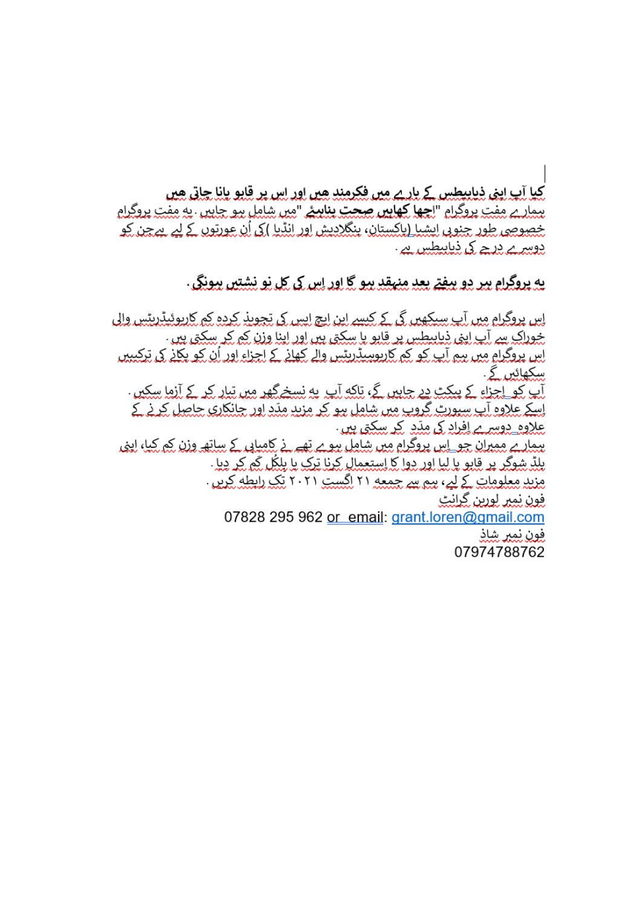**کیا آپ اپنی ذیابیطس کے بارے میں فکرمند ھیں اور اس پر قابو پانا چاتی ھیں**

ہمارے مفت پروگرام "**اچھا کھایں صحت بنایئے**"میں شامل ہو جایں. یہ مفت پروگرام خصوصی طور جنوبی ایشیا (پاکستان، بنگلادیش اور انڈیا )کی اُن عورتوں کے لیے ہےجن کو دوسرے درجے کی ذیابیطس ہے .

**یہ پروگرام ہر دو ہفتے بعد منعقد ہو گا اور اِس کی کل نو نشتیں ہونگی .**

اِس پروگرام میں آپ سیکھیں گی کہ کیسے این ایچ ایس کی تجویز کردہ کم کاربوئیڈریٹس والی خوراک سے آپ اپنی ذیابیطس پر قابو پا سکتی ہیں اور اپنا وزن کم کر سکتی ہیں .

اس پروگرام میں ہم آپ کو کم کاربوسیڈریٹس والے کھانے کے اجزاء اور اُن کو پکانے کی ترکیبیں سکھائیں گے .

آپ کو اجزاء کے پیکٹ دیے جایں گے، تاکہ آپ یہ نسخےگھر میں تیار کر کے آزما سکیں .

اِسکے علاوہ آپ سپورٹ گروپ میں شامل ہو کر مزید مدَد اور جانکاری حاصل کر نے کے علاوہ دوسرے اِفراد کی مدَد کر سکتی ہیں .

ہمارے ممبران جو اِس پروگرام میں شامل ہو ے تھے نے کامیابی کے ساتھ وزن کم کیا، اپنی بلڈ شوگر پر قابو پا لیا اور دوا کا اِستعمال ترک یا بلکُل کم کر دیا .

مزید معلومات کے لیے، ہم سے جمعہ ۲۱ اگست ۲۰۲۱ تک رابطہ کریں .

فون نمبر لورین گرانٹ

07828 295 962 or email: grant.loren@gmail.com

فون نمبر شاذ

07974788762